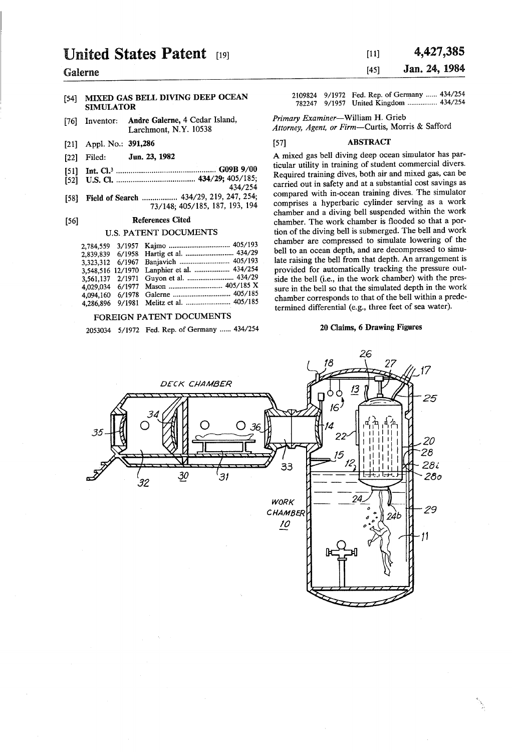# United States Patent [19]

**Galerne**

[11] **4,427,385**

[45] **Jan. 24, 1984**

[54] **MIXED GAS BELL DIVING DEEP OCEAN SIMULATOR**

[76] Inventor: **Andre Galerne**, 4 Cedar Island, Larchmont, N.Y. 10538

[21] Appl. No.: **391,286**

[22] Filed: **Jun. 23, 1982**

[51] Int. Cl.³ ..................................... **G09B 9/00**

[52] U.S. Cl. ..................................... **434/29**; 405/185; 434/254

[58] Field of Search ..................... 434/29, 219, 247, 254; 73/148; 405/185, 187, 193, 194

[56] **References Cited**

U.S. PATENT DOCUMENTS

| | | | |
|---|---|---|---|
| 2,784,559 | 3/1957 | Kajmo | 405/193 |
| 2,839,839 | 6/1958 | Hartig et al. | 434/29 |
| 3,323,312 | 6/1967 | Banjavich | 405/193 |
| 3,548,516 | 12/1970 | Lanphier et al. | 434/254 |
| 3,561,137 | 2/1971 | Guyon et al. | 434/29 |
| 4,029,034 | 6/1977 | Mason | 405/185 X |
| 4,094,160 | 6/1978 | Galerne | 405/185 |
| 4,286,896 | 9/1981 | Melitz et al. | 405/185 |

FOREIGN PATENT DOCUMENTS

| | | | |
|---|---|---|---|
| 2053034 | 5/1972 | Fed. Rep. of Germany | 434/254 |
| 2109824 | 9/1972 | Fed. Rep. of Germany | 434/254 |
| 782247 | 9/1957 | United Kingdom | 434/254 |

*Primary Examiner*—William H. Grieb

*Attorney, Agent, or Firm*—Curtis, Morris & Safford

[57] **ABSTRACT**

A mixed gas bell diving deep ocean simulator has particular utility in training of student commercial divers. Required training dives, both air and mixed gas, can be carried out in safety and at a substantial cost savings as compared with in-ocean training dives. The simulator comprises a hyperbaric cylinder serving as a work chamber and a diving bell suspended within the work chamber. The work chamber is flooded so that a portion of the diving bell is submerged. The bell and work chamber are compressed to simulate lowering of the bell to an ocean depth, and are decompressed to simulate raising the bell from that depth. An arrangement is provided for automatically tracking the pressure outside the bell (i.e., in the work chamber) with the pressure in the bell so that the simulated depth in the work chamber corresponds to that of the bell within a predetermined differential (e.g., three feet of sea water).

**20 Claims, 6 Drawing Figures**

DECK CHAMBER

WORK CHAMBER 10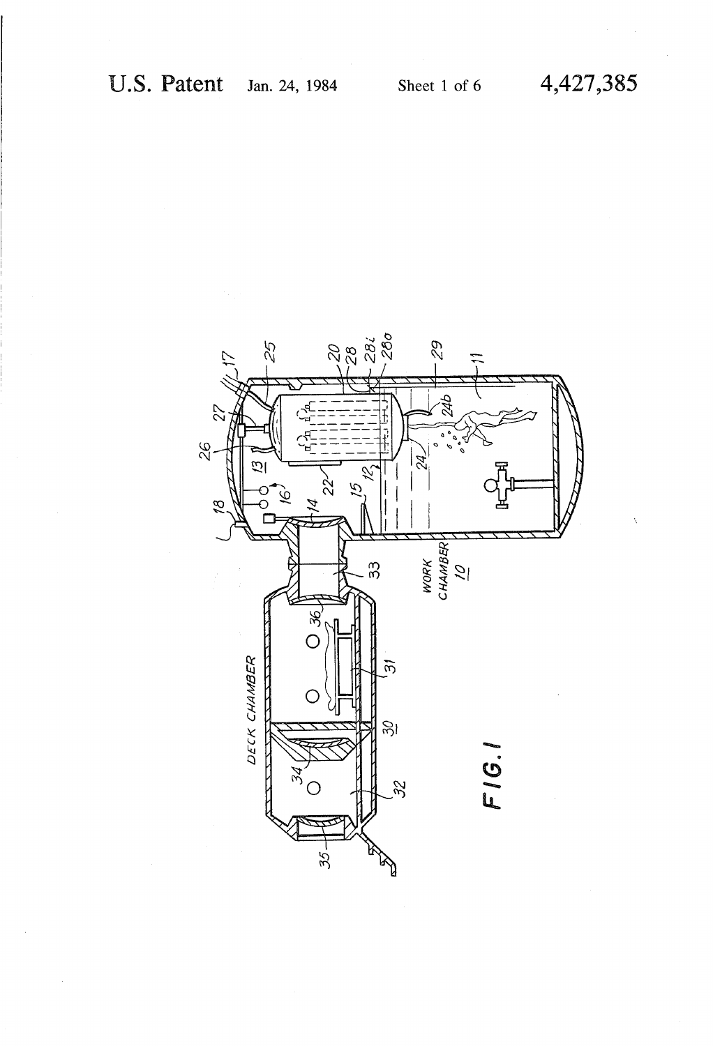FIG. 1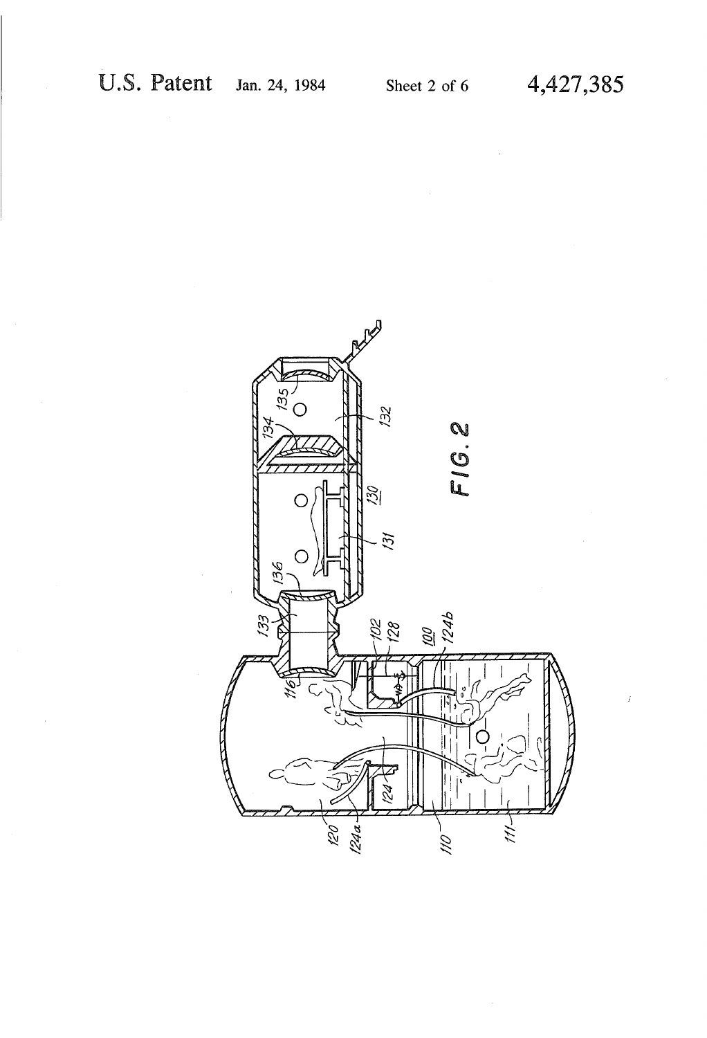FIG. 2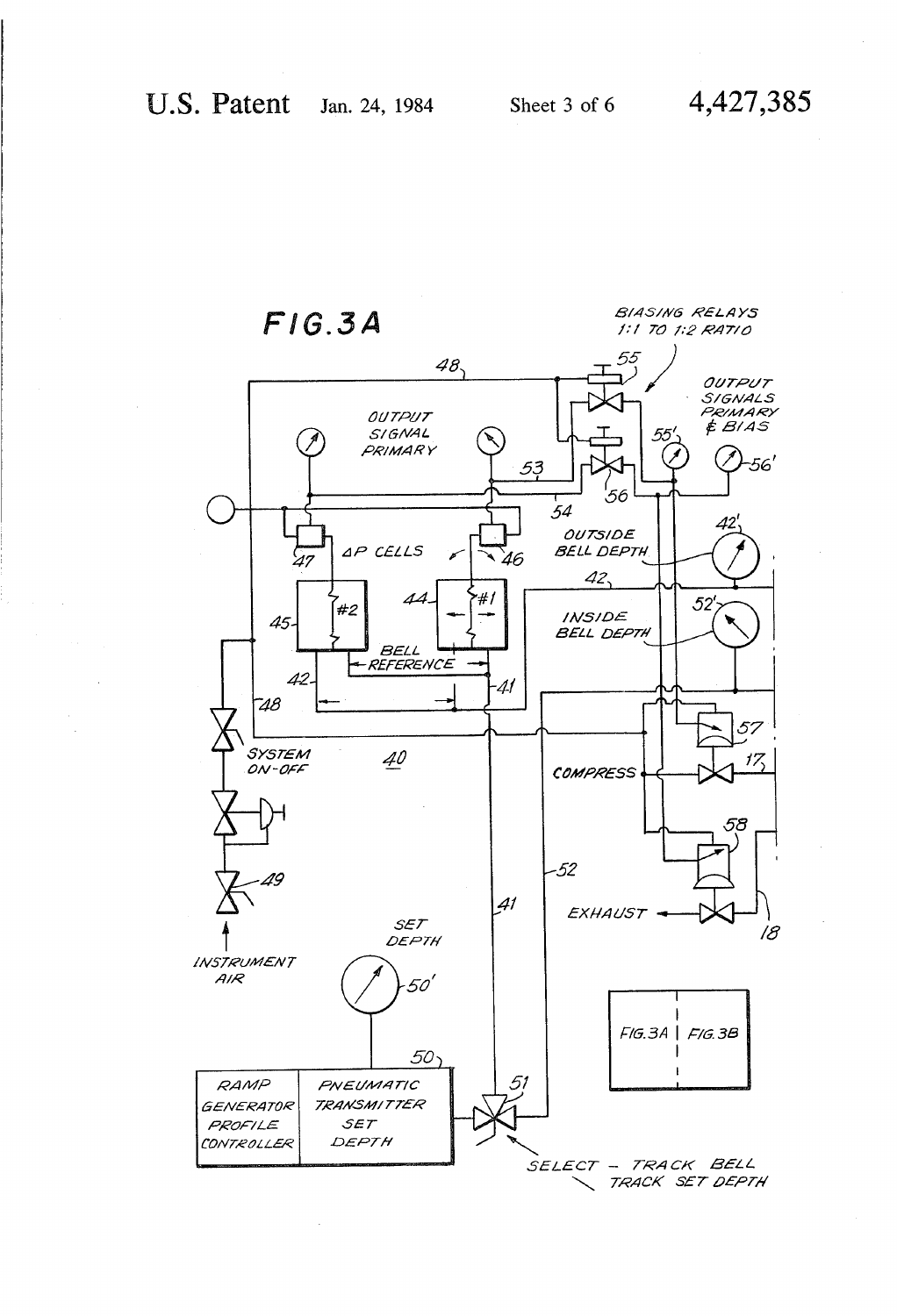FIG. 3A

BIASING RELAYS
1:1 TO 1:2 RATIO

OUTPUT SIGNAL PRIMARY

OUTPUT SIGNALS PRIMARY & BIAS

ΔP CELLS

#2

#1

BELL REFERENCE

OUTSIDE BELL DEPTH

INSIDE BELL DEPTH

SYSTEM ON-OFF

COMPRESS

EXHAUST

INSTRUMENT AIR

SET DEPTH

RAMP GENERATOR PROFILE CONTROLLER

PNEUMATIC TRANSMITTER SET DEPTH

SELECT – TRACK BELL
TRACK SET DEPTH

| FIG. 3A | FIG. 3B |
| --- | --- |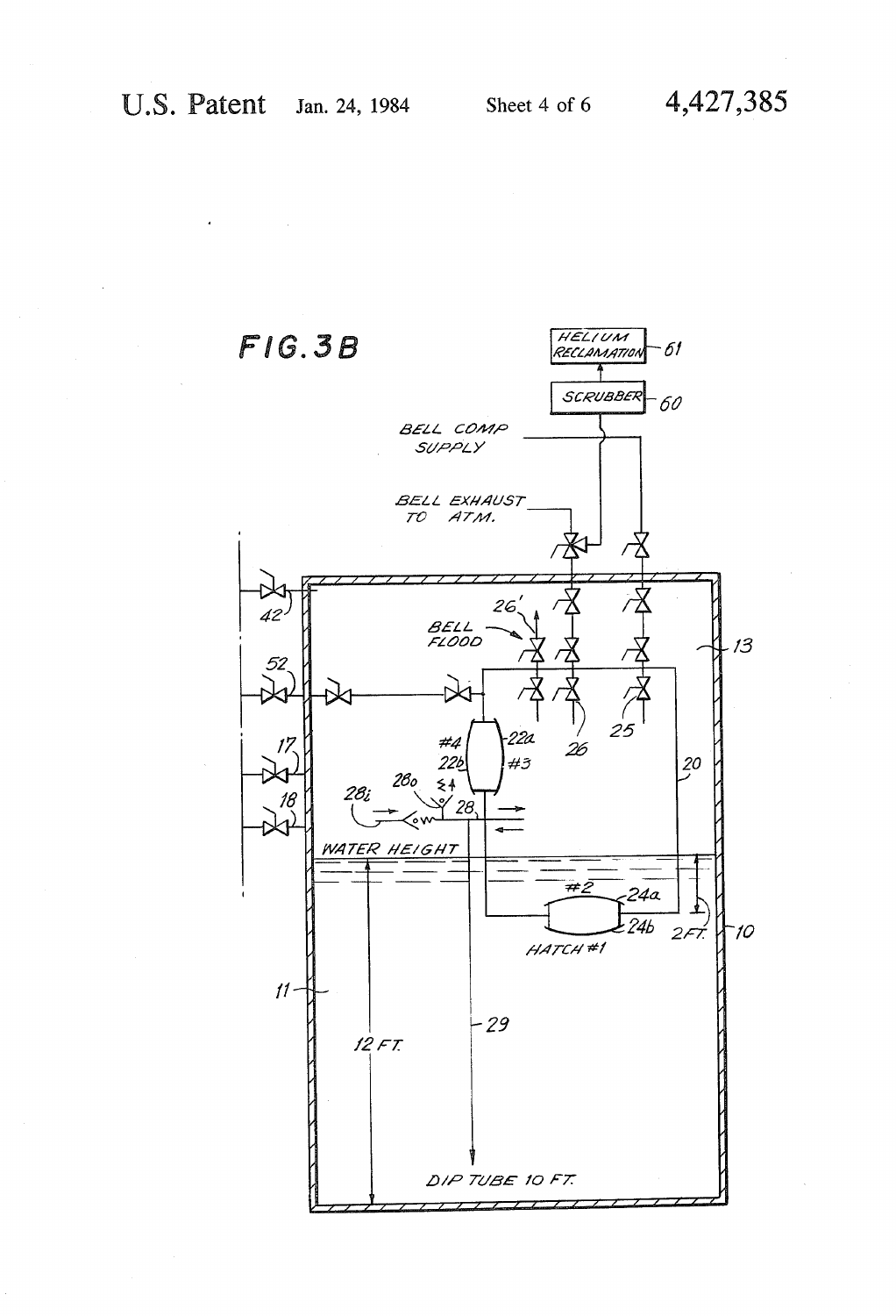FIG. 3B

HELIUM RECLAMATION 61

SCRUBBER 60

BELL COMP SUPPLY

BELL EXHAUST TO ATM.

BELL FLOOD

26'

42

52

17

18

#4

22a

22b

#3

26

25

20

13

28i

28o

28

WATER HEIGHT

#2

24a

24b

HATCH #1

2 FT.

10

11

29

12 FT.

DIP TUBE 10 FT.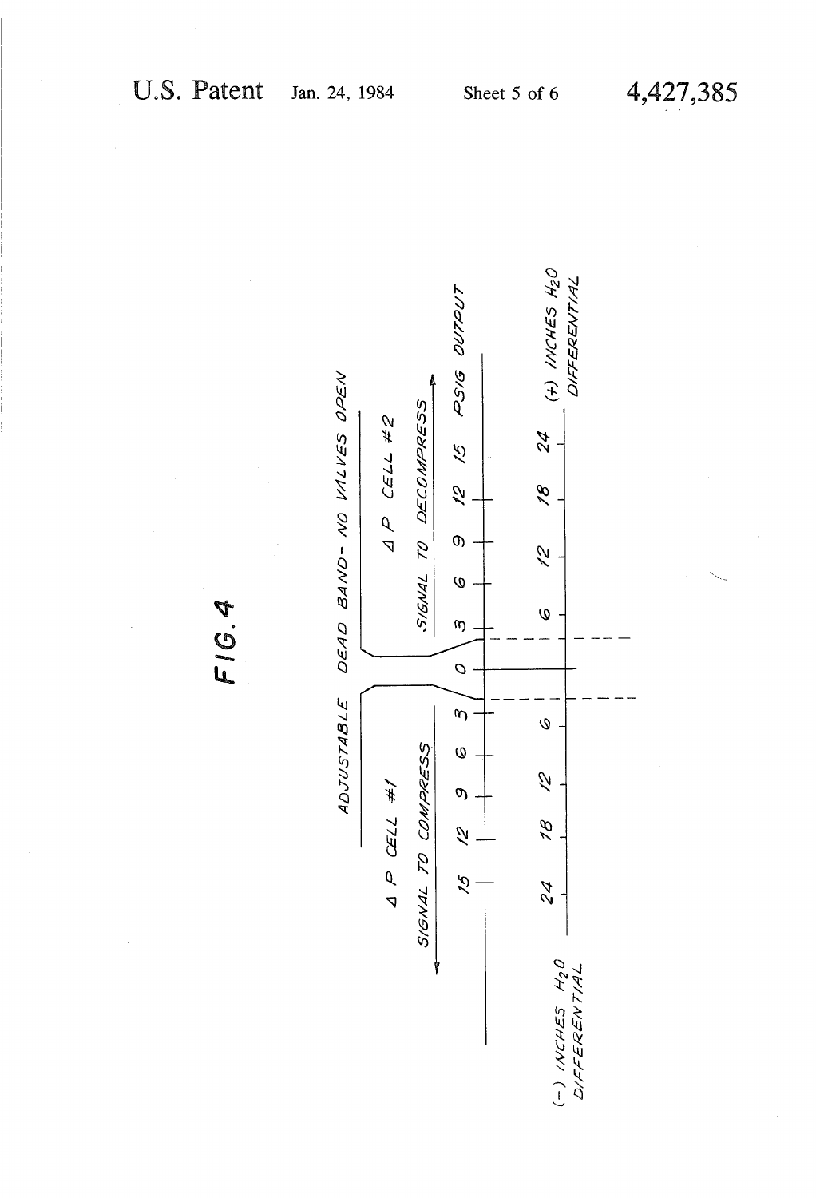FIG. 4

ADJUSTABLE DEAD BAND - NO VALVES OPEN

ΔP CELL #1

SIGNAL TO COMPRESS

ΔP CELL #2

SIGNAL TO DECOMPRESS

15 12 9 6 3 0 3 6 9 12 15 PSIG OUTPUT

24 18 12 6 6 12 18 24

(−) INCHES $H_2O$ DIFFERENTIAL

(+) INCHES $H_2O$ DIFFERENTIAL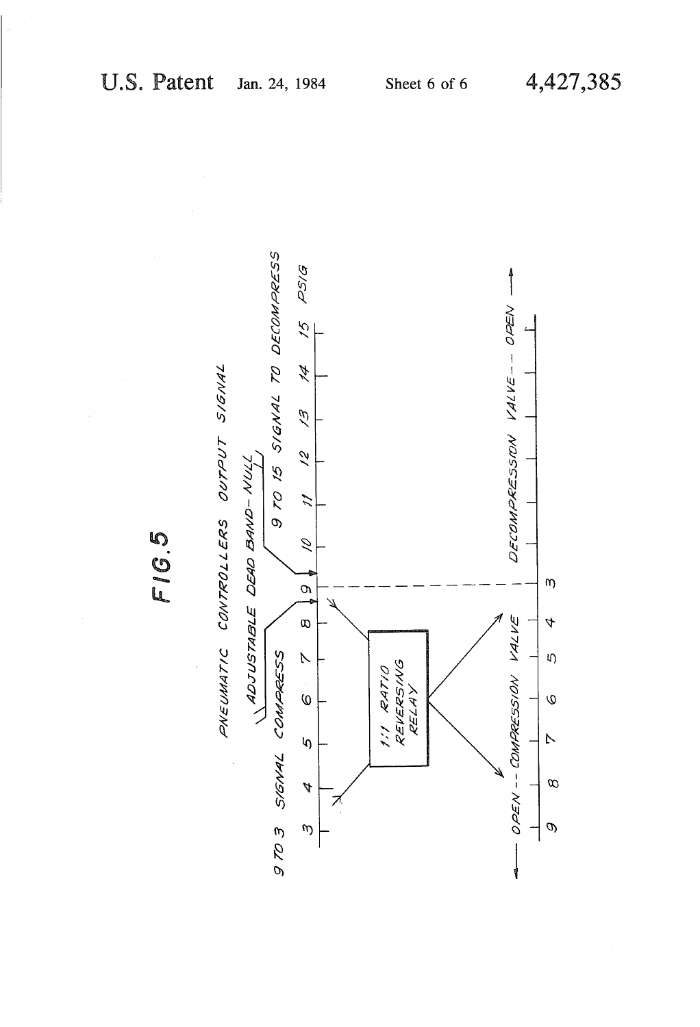FIG. 5

PNEUMATIC CONTROLLERS OUTPUT SIGNAL

ADJUSTABLE DEAD BAND-NULL

9 TO 3 SIGNAL COMPRESS

9 TO 15 SIGNAL TO DECOMPRESS

3 4 5 6 7 8 9 10 11 12 13 14 15 PSIG

1:1 RATIO REVERSING RELAY

← OPEN -- COMPRESSION VALVE

9 8 7 6 5 4 3

DECOMPRESSION VALVE -- OPEN →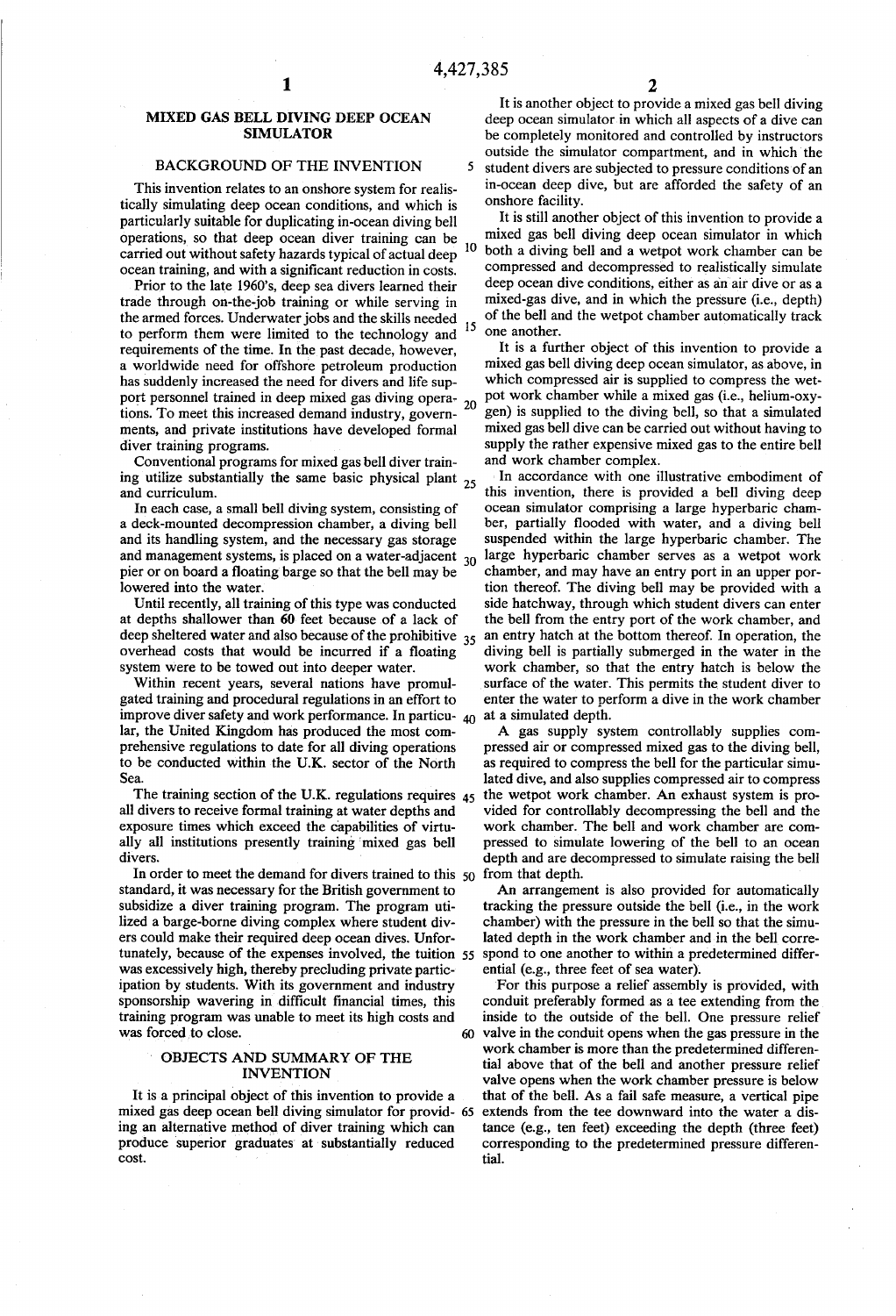# MIXED GAS BELL DIVING DEEP OCEAN SIMULATOR

## BACKGROUND OF THE INVENTION

This invention relates to an onshore system for realistically simulating deep ocean conditions, and which is particularly suitable for duplicating in-ocean diving bell operations, so that deep ocean diver training can be carried out without safety hazards typical of actual deep ocean training, and with a significant reduction in costs.

Prior to the late 1960's, deep sea divers learned their trade through on-the-job training or while serving in the armed forces. Underwater jobs and the skills needed to perform them were limited to the technology and requirements of the time. In the past decade, however, a worldwide need for offshore petroleum production has suddenly increased the need for divers and life support personnel trained in deep mixed gas diving operations. To meet this increased demand industry, governments, and private institutions have developed formal diver training programs.

Conventional programs for mixed gas bell diver training utilize substantially the same basic physical plant and curriculum.

In each case, a small bell diving system, consisting of a deck-mounted decompression chamber, a diving bell and its handling system, and the necessary gas storage and management systems, is placed on a water-adjacent pier or on board a floating barge so that the bell may be lowered into the water.

Until recently, all training of this type was conducted at depths shallower than 60 feet because of a lack of deep sheltered water and also because of the prohibitive overhead costs that would be incurred if a floating system were to be towed out into deeper water.

Within recent years, several nations have promulgated training and procedural regulations in an effort to improve diver safety and work performance. In particular, the United Kingdom has produced the most comprehensive regulations to date for all diving operations to be conducted within the U.K. sector of the North Sea.

The training section of the U.K. regulations requires all divers to receive formal training at water depths and exposure times which exceed the capabilities of virtually all institutions presently training mixed gas bell divers.

In order to meet the demand for divers trained to this standard, it was necessary for the British government to subsidize a diver training program. The program utilized a barge-borne diving complex where student divers could make their required deep ocean dives. Unfortunately, because of the expenses involved, the tuition was excessively high, thereby precluding private participation by students. With its government and industry sponsorship wavering in difficult financial times, this training program was unable to meet its high costs and was forced to close.

## OBJECTS AND SUMMARY OF THE INVENTION

It is a principal object of this invention to provide a mixed gas deep ocean bell diving simulator for providing an alternative method of diver training which can produce superior graduates at substantially reduced cost.

It is another object to provide a mixed gas bell diving deep ocean simulator in which all aspects of a dive can be completely monitored and controlled by instructors outside the simulator compartment, and in which the student divers are subjected to pressure conditions of an in-ocean deep dive, but are afforded the safety of an onshore facility.

It is still another object of this invention to provide a mixed gas bell diving deep ocean simulator in which both a diving bell and a wetpot work chamber can be compressed and decompressed to realistically simulate deep ocean dive conditions, either as an air dive or as a mixed-gas dive, and in which the pressure (i.e., depth) of the bell and the wetpot chamber automatically track one another.

It is a further object of this invention to provide a mixed gas bell diving deep ocean simulator, as above, in which compressed air is supplied to compress the wetpot work chamber while a mixed gas (i.e., helium-oxygen) is supplied to the diving bell, so that a simulated mixed gas bell dive can be carried out without having to supply the rather expensive mixed gas to the entire bell and work chamber complex.

In accordance with one illustrative embodiment of this invention, there is provided a bell diving deep ocean simulator comprising a large hyperbaric chamber, partially flooded with water, and a diving bell suspended within the large hyperbaric chamber. The large hyperbaric chamber serves as a wetpot work chamber, and may have an entry port in an upper portion thereof. The diving bell may be provided with a side hatchway, through which student divers can enter the bell from the entry port of the work chamber, and an entry hatch at the bottom thereof. In operation, the diving bell is partially submerged in the water in the work chamber, so that the entry hatch is below the surface of the water. This permits the student diver to enter the water to perform a dive in the work chamber at a simulated depth.

A gas supply system controllably supplies compressed air or compressed mixed gas to the diving bell, as required to compress the bell for the particular simulated dive, and also supplies compressed air to compress the wetpot work chamber. An exhaust system is provided for controllably decompressing the bell and the work chamber. The bell and work chamber are compressed to simulate lowering of the bell to an ocean depth and are decompressed to simulate raising the bell from that depth.

An arrangement is also provided for automatically tracking the pressure outside the bell (i.e., in the work chamber) with the pressure in the bell so that the simulated depth in the work chamber and in the bell correspond to one another to within a predetermined differential (e.g., three feet of sea water).

For this purpose a relief assembly is provided, with conduit preferably formed as a tee extending from the inside to the outside of the bell. One pressure relief valve in the conduit opens when the gas pressure in the work chamber is more than the predetermined differential above that of the bell and another pressure relief valve opens when the work chamber pressure is below that of the bell. As a fail safe measure, a vertical pipe extends from the tee downward into the water a distance (e.g., ten feet) exceeding the depth (three feet) corresponding to the predetermined pressure differential.